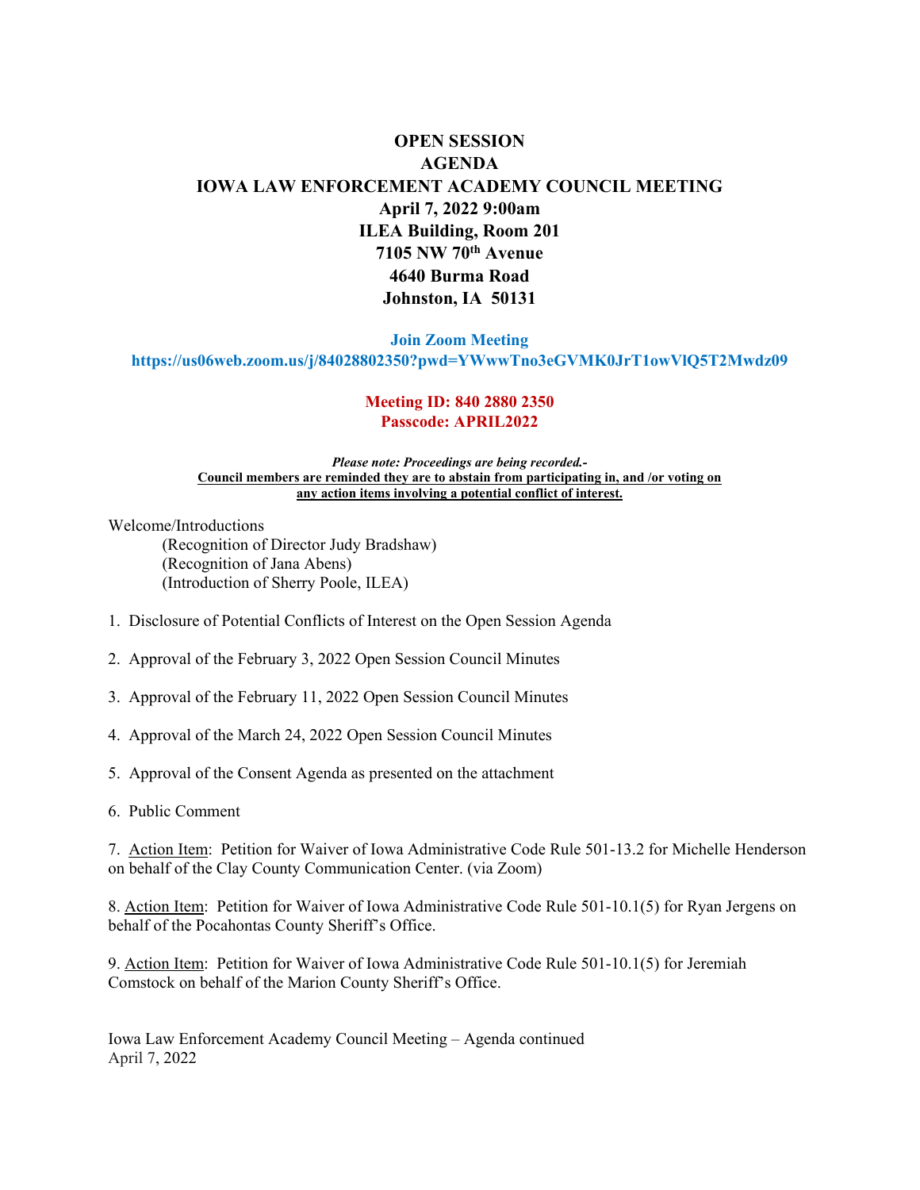# OPEN SESSION
# AGENDA
# IOWA LAW ENFORCEMENT ACADEMY COUNCIL MEETING

**April 7, 2022 9:00am**
**ILEA Building, Room 201**
**7105 NW 70th Avenue**
**4640 Burma Road**
**Johnston, IA 50131**

**Join Zoom Meeting**
**https://us06web.zoom.us/j/84028802350?pwd=YWwwTno3eGVMK0JrT1owVlQ5T2Mwdz09**

**Meeting ID: 840 2880 2350**
**Passcode: APRIL2022**

***Please note: Proceedings are being recorded.-***
**Council members are reminded they are to abstain from participating in, and /or voting on any action items involving a potential conflict of interest.**

Welcome/Introductions
- (Recognition of Director Judy Bradshaw)
- (Recognition of Jana Abens)
- (Introduction of Sherry Poole, ILEA)

1. Disclosure of Potential Conflicts of Interest on the Open Session Agenda

2. Approval of the February 3, 2022 Open Session Council Minutes

3. Approval of the February 11, 2022 Open Session Council Minutes

4. Approval of the March 24, 2022 Open Session Council Minutes

5. Approval of the Consent Agenda as presented on the attachment

6. Public Comment

7. Action Item: Petition for Waiver of Iowa Administrative Code Rule 501-13.2 for Michelle Henderson on behalf of the Clay County Communication Center. (via Zoom)

8. Action Item: Petition for Waiver of Iowa Administrative Code Rule 501-10.1(5) for Ryan Jergens on behalf of the Pocahontas County Sheriff's Office.

9. Action Item: Petition for Waiver of Iowa Administrative Code Rule 501-10.1(5) for Jeremiah Comstock on behalf of the Marion County Sheriff's Office.

Iowa Law Enforcement Academy Council Meeting – Agenda continued
April 7, 2022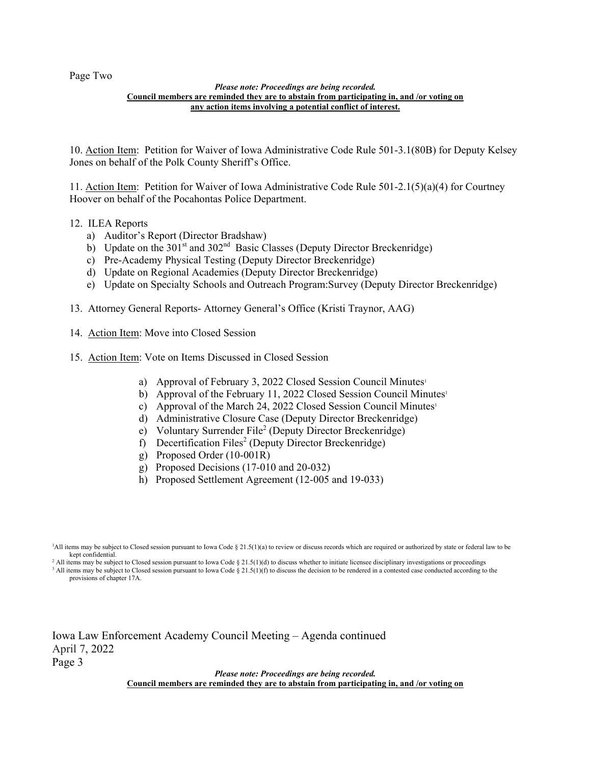*Please note: Proceedings are being recorded.*
**Council members are reminded they are to abstain from participating in, and /or voting on any action items involving a potential conflict of interest.**

10. Action Item: Petition for Waiver of Iowa Administrative Code Rule 501-3.1(80B) for Deputy Kelsey Jones on behalf of the Polk County Sheriff's Office.

11. Action Item: Petition for Waiver of Iowa Administrative Code Rule 501-2.1(5)(a)(4) for Courtney Hoover on behalf of the Pocahontas Police Department.

12. ILEA Reports
    a) Auditor's Report (Director Bradshaw)
    b) Update on the 301st and 302nd Basic Classes (Deputy Director Breckenridge)
    c) Pre-Academy Physical Testing (Deputy Director Breckenridge)
    d) Update on Regional Academies (Deputy Director Breckenridge)
    e) Update on Specialty Schools and Outreach Program:Survey (Deputy Director Breckenridge)

13. Attorney General Reports- Attorney General's Office (Kristi Traynor, AAG)

14. Action Item: Move into Closed Session

15. Action Item: Vote on Items Discussed in Closed Session
    a) Approval of February 3, 2022 Closed Session Council Minutes[1]
    b) Approval of the February 11, 2022 Closed Session Council Minutes[1]
    c) Approval of the March 24, 2022 Closed Session Council Minutes[1]
    d) Administrative Closure Case (Deputy Director Breckenridge)
    e) Voluntary Surrender File[2] (Deputy Director Breckenridge)
    f) Decertification Files[2] (Deputy Director Breckenridge)
    g) Proposed Order (10-001R)
    g) Proposed Decisions (17-010 and 20-032)
    h) Proposed Settlement Agreement (12-005 and 19-033)

[1]All items may be subject to Closed session pursuant to Iowa Code § 21.5(1)(a) to review or discuss records which are required or authorized by state or federal law to be kept confidential.
[2] All items may be subject to Closed session pursuant to Iowa Code § 21.5(1)(d) to discuss whether to initiate licensee disciplinary investigations or proceedings
[3] All items may be subject to Closed session pursuant to Iowa Code § 21.5(1)(f) to discuss the decision to be rendered in a contested case conducted according to the provisions of chapter 17A.

Iowa Law Enforcement Academy Council Meeting – Agenda continued
April 7, 2022

*Please note: Proceedings are being recorded.*
**Council members are reminded they are to abstain from participating in, and /or voting on**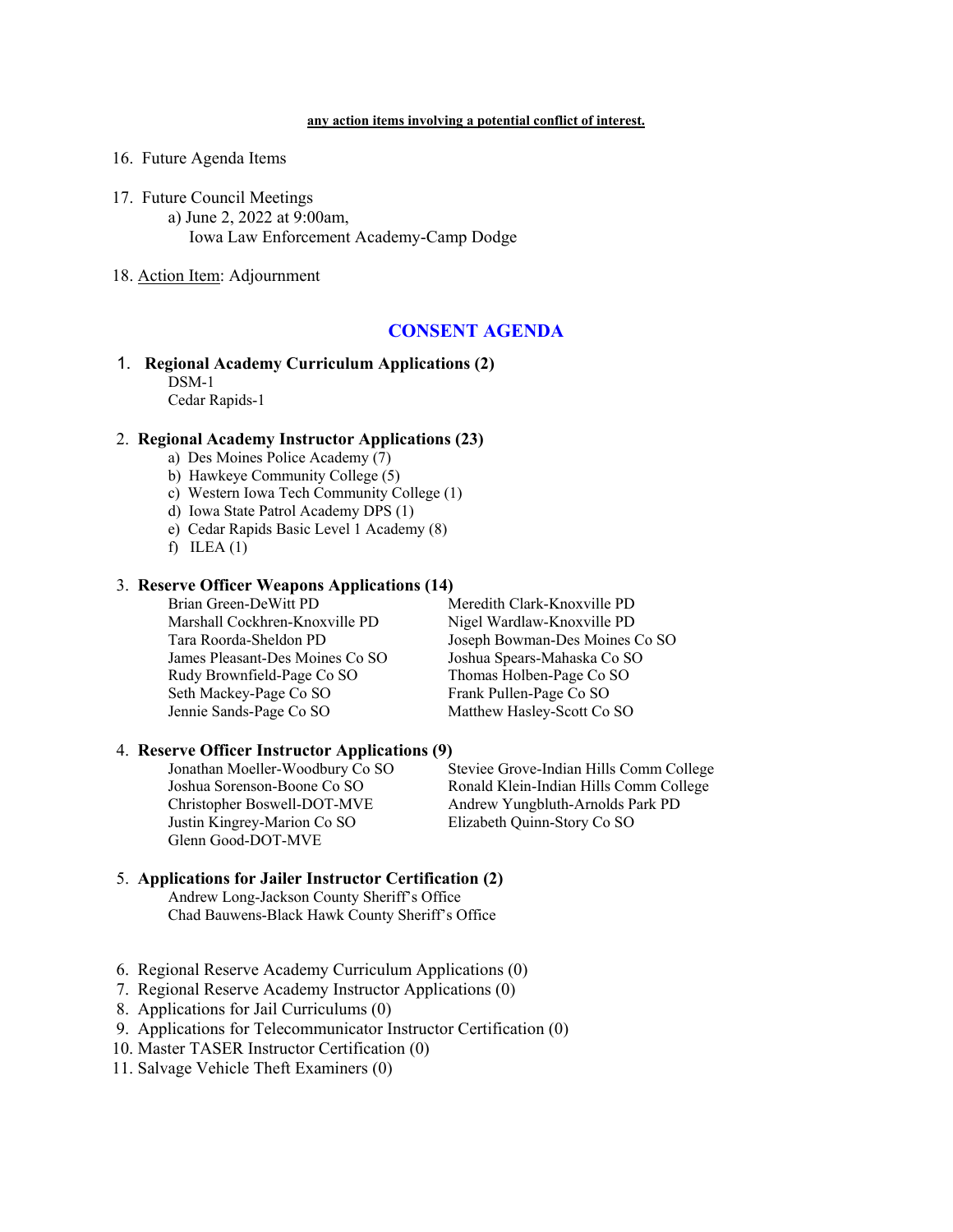**any action items involving a potential conflict of interest.**

16. Future Agenda Items

17. Future Council Meetings
    a) June 2, 2022 at 9:00am,
       Iowa Law Enforcement Academy-Camp Dodge

18. Action Item: Adjournment

## CONSENT AGENDA

1. **Regional Academy Curriculum Applications (2)**
   DSM-1
   Cedar Rapids-1

2. **Regional Academy Instructor Applications (23)**
   a) Des Moines Police Academy (7)
   b) Hawkeye Community College (5)
   c) Western Iowa Tech Community College (1)
   d) Iowa State Patrol Academy DPS (1)
   e) Cedar Rapids Basic Level 1 Academy (8)
   f) ILEA (1)

3. **Reserve Officer Weapons Applications (14)**
   Brian Green-DeWitt PD
   Marshall Cockhren-Knoxville PD
   Tara Roorda-Sheldon PD
   James Pleasant-Des Moines Co SO
   Rudy Brownfield-Page Co SO
   Seth Mackey-Page Co SO
   Jennie Sands-Page Co SO
   Meredith Clark-Knoxville PD
   Nigel Wardlaw-Knoxville PD
   Joseph Bowman-Des Moines Co SO
   Joshua Spears-Mahaska Co SO
   Thomas Holben-Page Co SO
   Frank Pullen-Page Co SO
   Matthew Hasley-Scott Co SO

4. **Reserve Officer Instructor Applications (9)**
   Jonathan Moeller-Woodbury Co SO
   Joshua Sorenson-Boone Co SO
   Christopher Boswell-DOT-MVE
   Justin Kingrey-Marion Co SO
   Glenn Good-DOT-MVE
   Steviee Grove-Indian Hills Comm College
   Ronald Klein-Indian Hills Comm College
   Andrew Yungbluth-Arnolds Park PD
   Elizabeth Quinn-Story Co SO

5. **Applications for Jailer Instructor Certification (2)**
   Andrew Long-Jackson County Sheriff's Office
   Chad Bauwens-Black Hawk County Sheriff's Office

6. Regional Reserve Academy Curriculum Applications (0)
7. Regional Reserve Academy Instructor Applications (0)
8. Applications for Jail Curriculums (0)
9. Applications for Telecommunicator Instructor Certification (0)
10. Master TASER Instructor Certification (0)
11. Salvage Vehicle Theft Examiners (0)